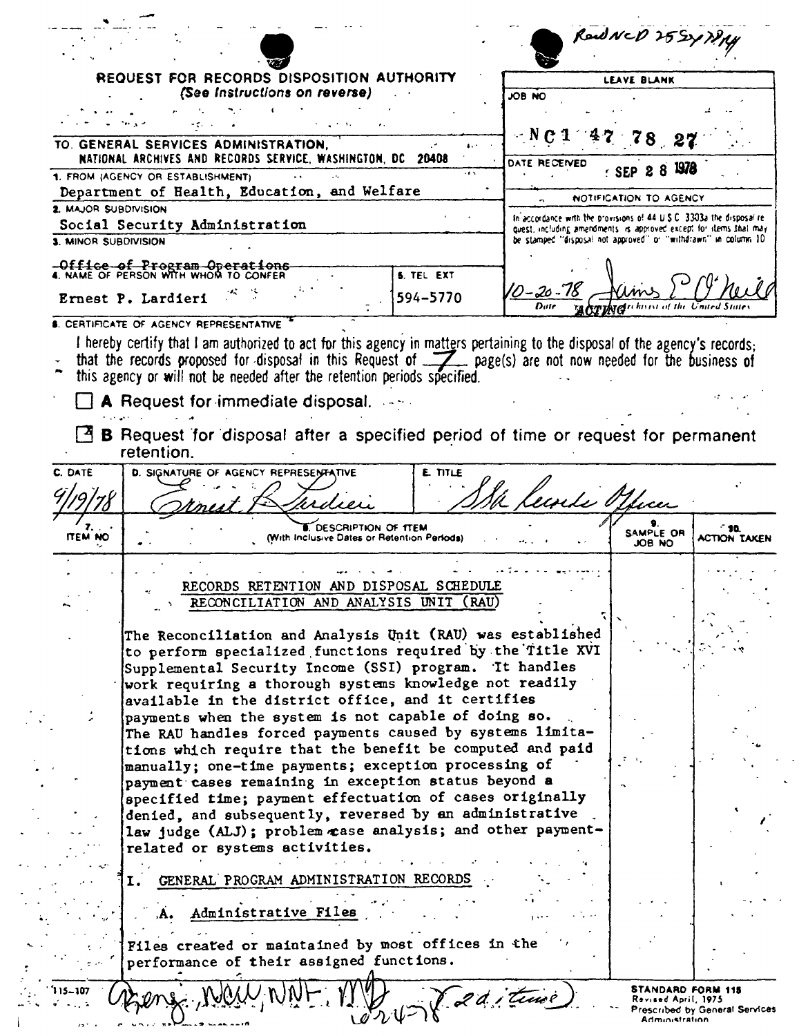Recd NCD 2559/78/14

# REQUEST FOR RECORDS DISPOSITION AUTHORITY
*(See Instructions on reverse)*

TO: GENERAL SERVICES ADMINISTRATION, NATIONAL ARCHIVES AND RECORDS SERVICE, WASHINGTON, DC 20408

| LEAVE BLANK |
|---|
| JOB NO: NC1 47 78 27 |
| DATE RECEIVED: SEP 28 1978 |
| NOTIFICATION TO AGENCY |
| In accordance with the provisions of 44 U.S.C. 3303a the disposal request, including amendments, is approved except for items that may be stamped "disposal not approved" or "withdrawn" in column 10 |
| 10-20-78 — James E. O'Neill — Date — ACTING Archivist of the United States |

1. FROM (AGENCY OR ESTABLISHMENT): Department of Health, Education, and Welfare

2. MAJOR SUBDIVISION: Social Security Administration

3. MINOR SUBDIVISION: ~~Office of Program Operations~~

4. NAME OF PERSON WITH WHOM TO CONFER: Ernest P. Lardieri

5. TEL EXT: 594-5770

6. CERTIFICATE OF AGENCY REPRESENTATIVE

I hereby certify that I am authorized to act for this agency in matters pertaining to the disposal of the agency's records; that the records proposed for disposal in this Request of 7 page(s) are not now needed for the business of this agency or will not be needed after the retention periods specified.

☐ **A** Request for immediate disposal.

☑ **B** Request for disposal after a specified period of time or request for permanent retention.

| C. DATE | D. SIGNATURE OF AGENCY REPRESENTATIVE | E. TITLE |
|---|---|---|
| 9/19/78 | Ernest P. Lardieri | SSA Records Officer |

| 7. ITEM NO | 8. DESCRIPTION OF ITEM (With Inclusive Dates or Retention Periods) | 9. SAMPLE OR JOB NO | 10. ACTION TAKEN |
|---|---|---|---|
| | | | |

RECORDS RETENTION AND DISPOSAL SCHEDULE
RECONCILIATION AND ANALYSIS UNIT (RAU)

The Reconciliation and Analysis Unit (RAU) was established to perform specialized functions required by the Title XVI Supplemental Security Income (SSI) program. It handles work requiring a thorough systems knowledge not readily available in the district office, and it certifies payments when the system is not capable of doing so. The RAU handles forced payments caused by systems limitations which require that the benefit be computed and paid manually; one-time payments; exception processing of payment cases remaining in exception status beyond a specified time; payment effectuation of cases originally denied, and subsequently, reversed by an administrative law judge (ALJ); problem case analysis; and other payment-related or systems activities.

I. GENERAL PROGRAM ADMINISTRATION RECORDS

A. Administrative Files

Files created or maintained by most offices in the performance of their assigned functions.

115-107

Agency, NCW, NNF, MD 10-24-78 (2 d items)

STANDARD FORM 115
Revised April, 1975
Prescribed by General Services Administration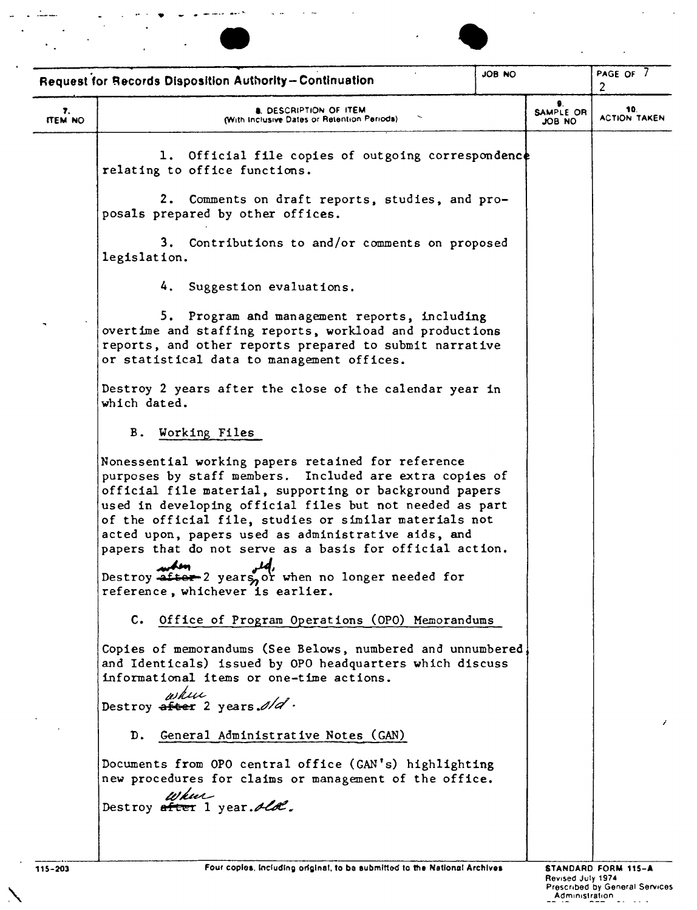**Request for Records Disposition Authority—Continuation**

JOB NO | PAGE 2 OF 7

| 7. ITEM NO | 8. DESCRIPTION OF ITEM (With Inclusive Dates or Retention Periods) | 9. SAMPLE OR JOB NO | 10. ACTION TAKEN |
|---|---|---|---|

1. Official file copies of outgoing correspondence relating to office functions.

2. Comments on draft reports, studies, and proposals prepared by other offices.

3. Contributions to and/or comments on proposed legislation.

4. Suggestion evaluations.

5. Program and management reports, including overtime and staffing reports, workload and productions reports, and other reports prepared to submit narrative or statistical data to management offices.

Destroy 2 years after the close of the calendar year in which dated.

B. Working Files

Nonessential working papers retained for reference purposes by staff members. Included are extra copies of official file material, supporting or background papers used in developing official files but not needed as part of the official file, studies or similar materials not acted upon, papers used as administrative aids, and papers that do not serve as a basis for official action.

Destroy ~~after~~ when 2 years old, or when no longer needed for reference, whichever is earlier.

C. Office of Program Operations (OPO) Memorandums

Copies of memorandums (See Belows, numbered and unnumbered, and Identicals) issued by OPO headquarters which discuss informational items or one-time actions.

Destroy ~~after~~ when 2 years old.

D. General Administrative Notes (GAN)

Documents from OPO central office (GAN's) highlighting new procedures for claims or management of the office.

Destroy ~~after~~ when 1 year old.

115-203 Four copies, including original, to be submitted to the National Archives

STANDARD FORM 115-A
Revised July 1974
Prescribed by General Services Administration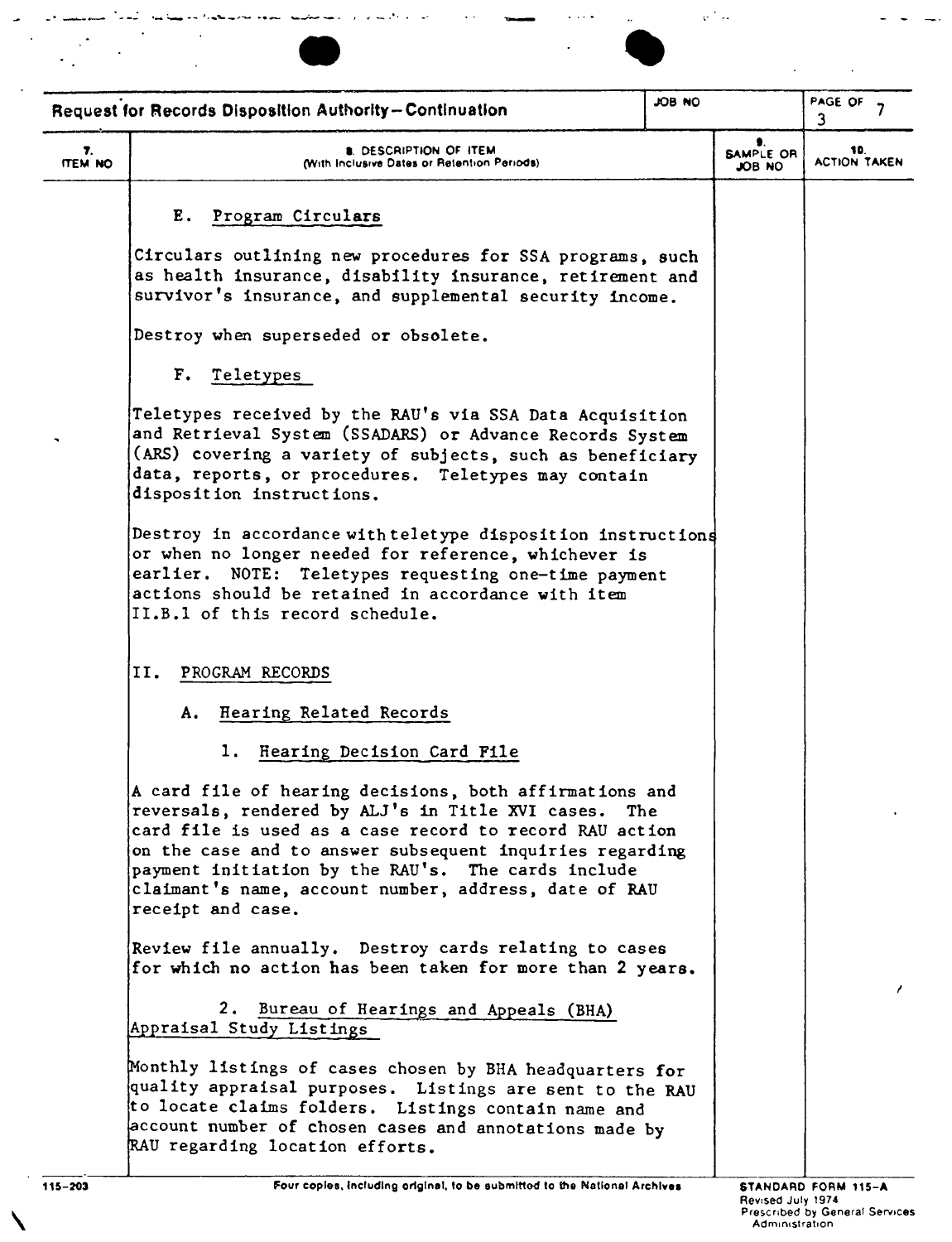## Request for Records Disposition Authority—Continuation

| 7. ITEM NO | 8. DESCRIPTION OF ITEM (With Inclusive Dates or Retention Periods) | 9. SAMPLE OR JOB NO | 10. ACTION TAKEN |
|---|---|---|---|

E. Program Circulars

Circulars outlining new procedures for SSA programs, such as health insurance, disability insurance, retirement and survivor's insurance, and supplemental security income.

Destroy when superseded or obsolete.

F. Teletypes

Teletypes received by the RAU's via SSA Data Acquisition and Retrieval System (SSADARS) or Advance Records System (ARS) covering a variety of subjects, such as beneficiary data, reports, or procedures. Teletypes may contain disposition instructions.

Destroy in accordance with teletype disposition instructions or when no longer needed for reference, whichever is earlier. NOTE: Teletypes requesting one-time payment actions should be retained in accordance with item II.B.1 of this record schedule.

II. PROGRAM RECORDS

A. Hearing Related Records

1. Hearing Decision Card File

A card file of hearing decisions, both affirmations and reversals, rendered by ALJ's in Title XVI cases. The card file is used as a case record to record RAU action on the case and to answer subsequent inquiries regarding payment initiation by the RAU's. The cards include claimant's name, account number, address, date of RAU receipt and case.

Review file annually. Destroy cards relating to cases for which no action has been taken for more than 2 years.

2. Bureau of Hearings and Appeals (BHA) Appraisal Study Listings

Monthly listings of cases chosen by BHA headquarters for quality appraisal purposes. Listings are sent to the RAU to locate claims folders. Listings contain name and account number of chosen cases and annotations made by RAU regarding location efforts.

115-203 — Four copies, including original, to be submitted to the National Archives — STANDARD FORM 115-A, Revised July 1974, Prescribed by General Services Administration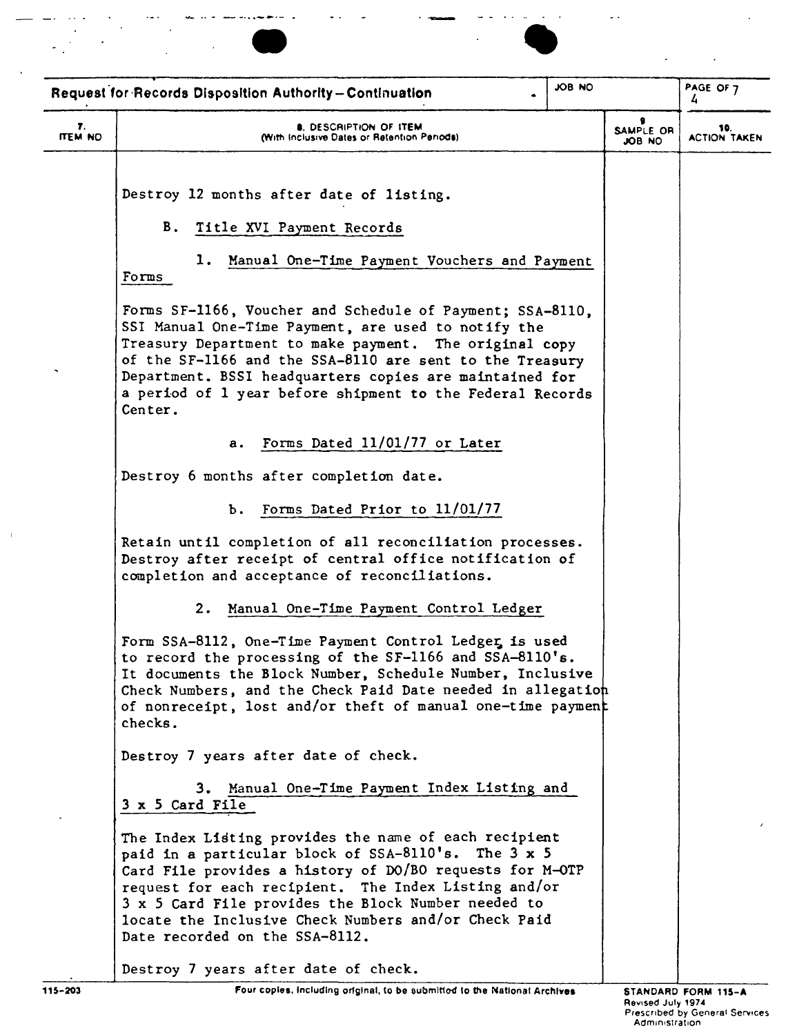**Request for Records Disposition Authority—Continuation**

| 7. ITEM NO | 8. DESCRIPTION OF ITEM (With Inclusive Dates or Retention Periods) | 9. SAMPLE OR JOB NO | 10. ACTION TAKEN |
|---|---|---|---|

Destroy 12 months after date of listing.

B. <u>Title XVI Payment Records</u>

1. <u>Manual One-Time Payment Vouchers and Payment Forms</u>

Forms SF-1166, Voucher and Schedule of Payment; SSA-8110, SSI Manual One-Time Payment, are used to notify the Treasury Department to make payment. The original copy of the SF-1166 and the SSA-8110 are sent to the Treasury Department. BSSI headquarters copies are maintained for a period of 1 year before shipment to the Federal Records Center.

a. <u>Forms Dated 11/01/77 or Later</u>

Destroy 6 months after completion date.

b. <u>Forms Dated Prior to 11/01/77</u>

Retain until completion of all reconciliation processes. Destroy after receipt of central office notification of completion and acceptance of reconciliations.

2. <u>Manual One-Time Payment Control Ledger</u>

Form SSA-8112, One-Time Payment Control Ledger, is used to record the processing of the SF-1166 and SSA-8110's. It documents the Block Number, Schedule Number, Inclusive Check Numbers, and the Check Paid Date needed in allegation of nonreceipt, lost and/or theft of manual one-time payment checks.

Destroy 7 years after date of check.

3. <u>Manual One-Time Payment Index Listing and 3 x 5 Card File</u>

The Index Listing provides the name of each recipient paid in a particular block of SSA-8110's. The 3 x 5 Card File provides a history of DO/BO requests for M-OTP request for each recipient. The Index Listing and/or 3 x 5 Card File provides the Block Number needed to locate the Inclusive Check Numbers and/or Check Paid Date recorded on the SSA-8112.

Destroy 7 years after date of check.

115-203 — Four copies, including original, to be submitted to the National Archives — STANDARD FORM 115-A Revised July 1974 Prescribed by General Services Administration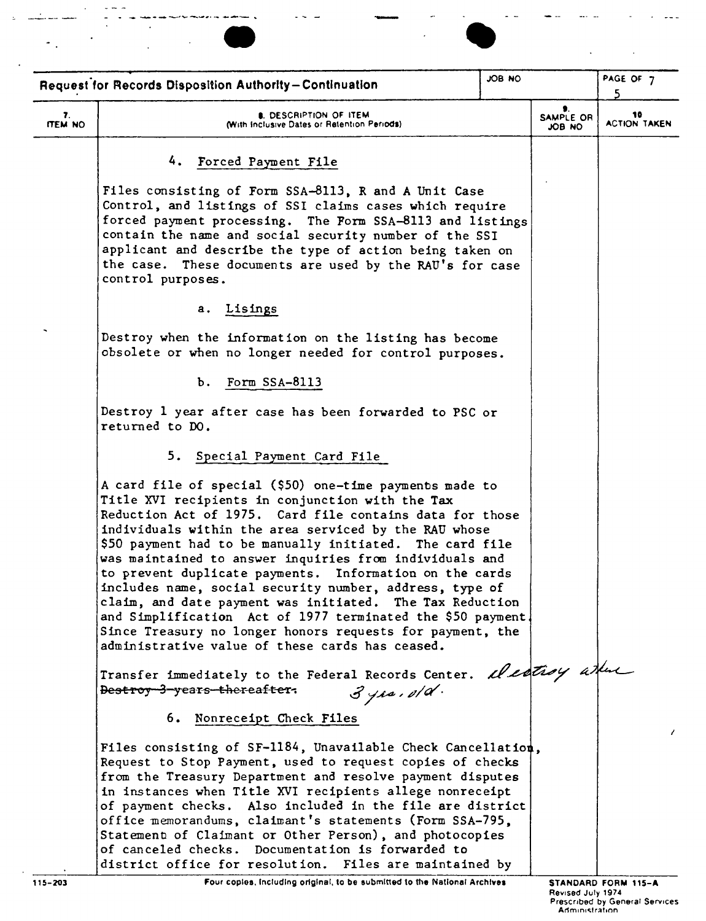**Request for Records Disposition Authority—Continuation**

| 7. ITEM NO | 8. DESCRIPTION OF ITEM (With Inclusive Dates or Retention Periods) | 9. SAMPLE OR JOB NO | 10 ACTION TAKEN |
|---|---|---|---|

4. Forced Payment File

Files consisting of Form SSA-8113, R and A Unit Case Control, and listings of SSI claims cases which require forced payment processing. The Form SSA-8113 and listings contain the name and social security number of the SSI applicant and describe the type of action being taken on the case. These documents are used by the RAU's for case control purposes.

a. Lisings

Destroy when the information on the listing has become obsolete or when no longer needed for control purposes.

b. Form SSA-8113

Destroy 1 year after case has been forwarded to PSC or returned to DO.

5. Special Payment Card File

A card file of special ($50) one-time payments made to Title XVI recipients in conjunction with the Tax Reduction Act of 1975. Card file contains data for those individuals within the area serviced by the RAU whose $50 payment had to be manually initiated. The card file was maintained to answer inquiries from individuals and to prevent duplicate payments. Information on the cards includes name, social security number, address, type of claim, and date payment was initiated. The Tax Reduction and Simplification Act of 1977 terminated the $50 payment. Since Treasury no longer honors requests for payment, the administrative value of these cards has ceased.

Transfer immediately to the Federal Records Center. ~~Destroy 3 years thereafter.~~ Destroy when 3 yrs. old.

6. Nonreceipt Check Files

Files consisting of SF-1184, Unavailable Check Cancellation, Request to Stop Payment, used to request copies of checks from the Treasury Department and resolve payment disputes in instances when Title XVI recipients allege nonreceipt of payment checks. Also included in the file are district office memorandums, claimant's statements (Form SSA-795, Statement of Claimant or Other Person), and photocopies of canceled checks. Documentation is forwarded to district office for resolution. Files are maintained by

115-203 Four copies, including original, to be submitted to the National Archives STANDARD FORM 115-A Revised July 1974 Prescribed by General Services Administration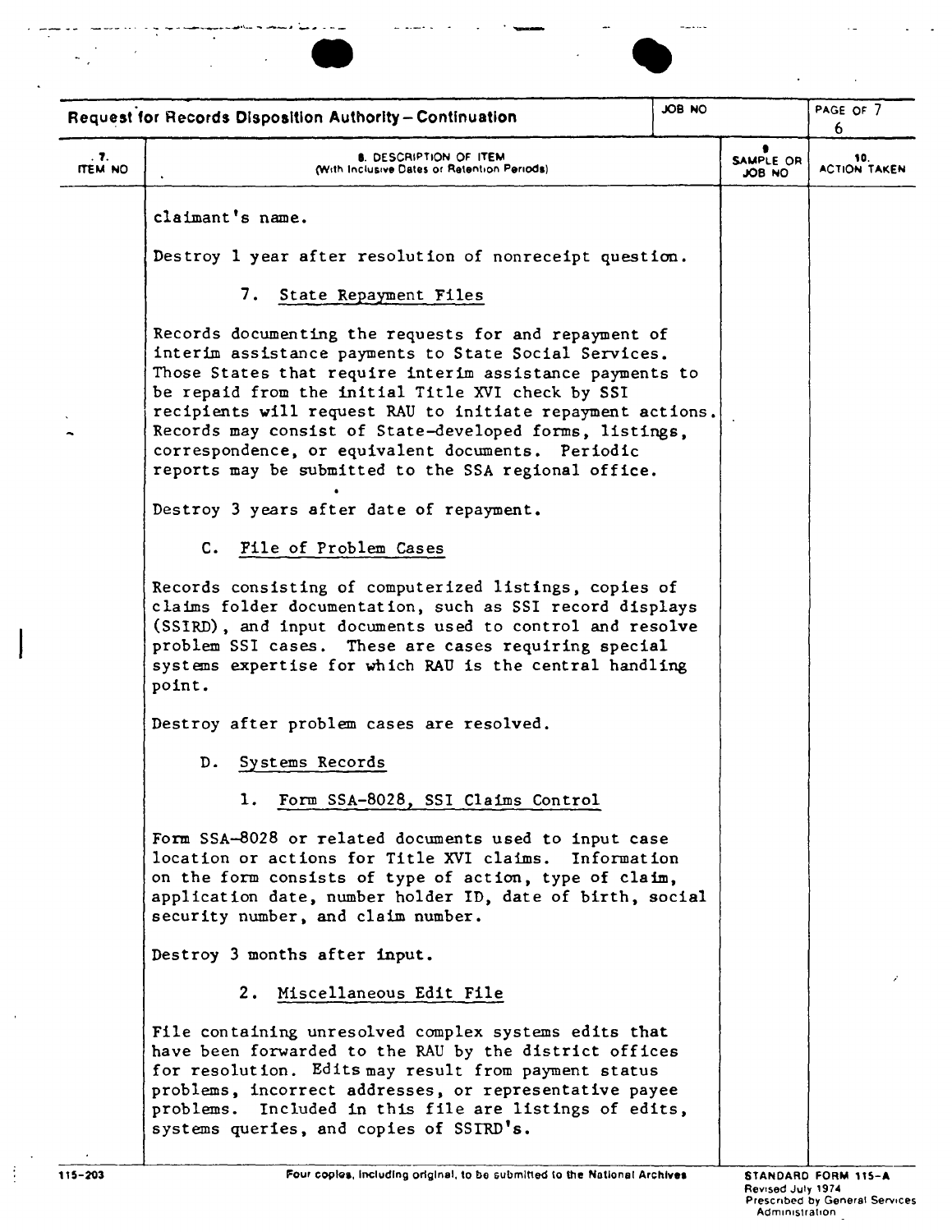Request for Records Disposition Authority – Continuation

| 7. ITEM NO | 8. DESCRIPTION OF ITEM (With Inclusive Dates or Retention Periods) | 9. SAMPLE OR JOB NO | 10. ACTION TAKEN |
|---|---|---|---|

claimant's name.

Destroy 1 year after resolution of nonreceipt question.

7. State Repayment Files

Records documenting the requests for and repayment of interim assistance payments to State Social Services. Those States that require interim assistance payments to be repaid from the initial Title XVI check by SSI recipients will request RAU to initiate repayment actions. Records may consist of State-developed forms, listings, correspondence, or equivalent documents. Periodic reports may be submitted to the SSA regional office.

Destroy 3 years after date of repayment.

C. File of Problem Cases

Records consisting of computerized listings, copies of claims folder documentation, such as SSI record displays (SSIRD), and input documents used to control and resolve problem SSI cases. These are cases requiring special systems expertise for which RAU is the central handling point.

Destroy after problem cases are resolved.

D. Systems Records

1. Form SSA-8028, SSI Claims Control

Form SSA-8028 or related documents used to input case location or actions for Title XVI claims. Information on the form consists of type of action, type of claim, application date, number holder ID, date of birth, social security number, and claim number.

Destroy 3 months after input.

2. Miscellaneous Edit File

File containing unresolved complex systems edits that have been forwarded to the RAU by the district offices for resolution. Edits may result from payment status problems, incorrect addresses, or representative payee problems. Included in this file are listings of edits, systems queries, and copies of SSIRD's.

115-203 Four copies, including original, to be submitted to the National Archives STANDARD FORM 115-A Revised July 1974 Prescribed by General Services Administration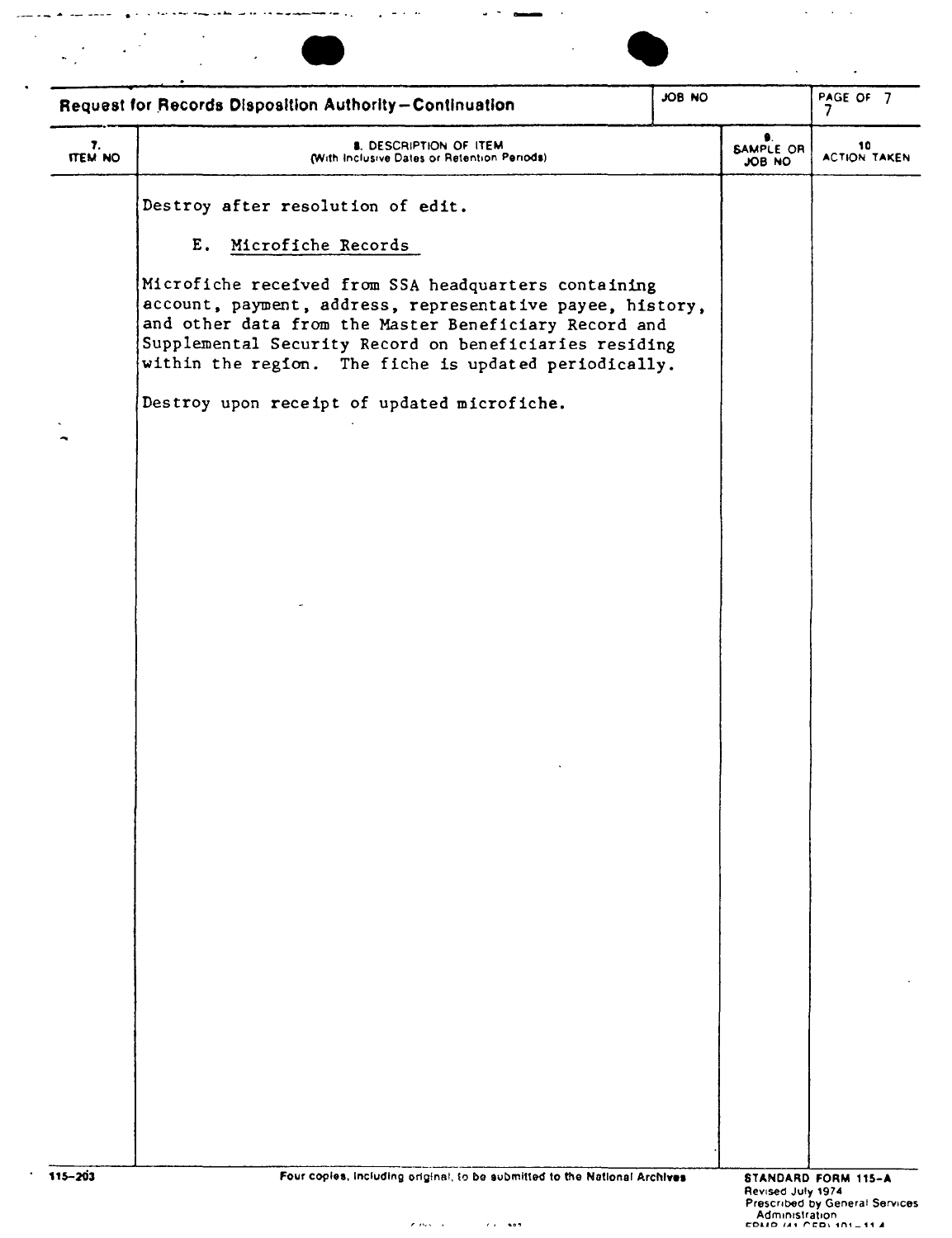## Request for Records Disposition Authority—Continuation

| 7. ITEM NO | 8. DESCRIPTION OF ITEM (With Inclusive Dates or Retention Periods) | 9. SAMPLE OR JOB NO | 10 ACTION TAKEN |
|---|---|---|---|
| | Destroy after resolution of edit. | | |
| | E. Microfiche Records | | |
| | Microfiche received from SSA headquarters containing account, payment, address, representative payee, history, and other data from the Master Beneficiary Record and Supplemental Security Record on beneficiaries residing within the region. The fiche is updated periodically. | | |
| | Destroy upon receipt of updated microfiche. | | |

115-203

Four copies, including original, to be submitted to the National Archives

STANDARD FORM 115-A
Revised July 1974
Prescribed by General Services Administration
FPMR (41 CFR) 101-11.4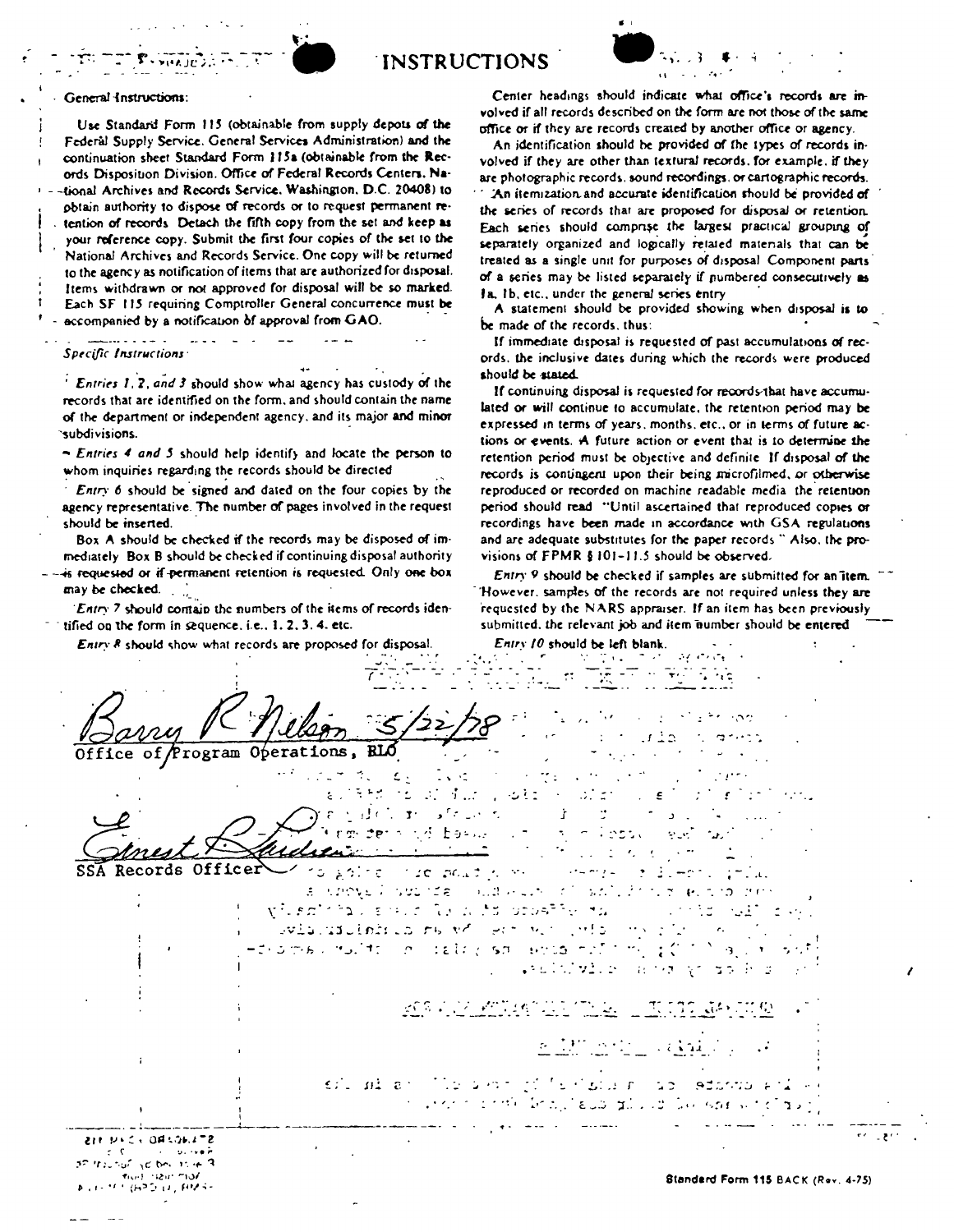# INSTRUCTIONS

**General Instructions:**

Use Standard Form 115 (obtainable from supply depots of the Federal Supply Service, General Services Administration) and the continuation sheet Standard Form 115a (obtainable from the Records Disposition Division, Office of Federal Records Centers, National Archives and Records Service, Washington, D.C. 20408) to obtain authority to dispose of records or to request permanent retention of records. Detach the fifth copy from the set and keep as your reference copy. Submit the first four copies of the set to the National Archives and Records Service. One copy will be returned to the agency as notification of items that are authorized for disposal. Items withdrawn or not approved for disposal will be so marked. Each SF 115 requiring Comptroller General concurrence must be accompanied by a notification of approval from GAO.

*Specific Instructions:*

*Entries 1, 2, and 3* should show what agency has custody of the records that are identified on the form, and should contain the name of the department or independent agency, and its major and minor subdivisions.

*Entries 4 and 5* should help identify and locate the person to whom inquiries regarding the records should be directed.

*Entry 6* should be signed and dated on the four copies by the agency representative. The number of pages involved in the request should be inserted.

Box A should be checked if the records may be disposed of immediately. Box B should be checked if continuing disposal authority is requested or if permanent retention is requested. Only one box may be checked.

*Entry 7* should contain the numbers of the items of records identified on the form in sequence, i.e., 1, 2, 3, 4, etc.

*Entry 8* should show what records are proposed for disposal.

Center headings should indicate what office's records are involved if all records described on the form are not those of the same office or if they are records created by another office or agency.

An identification should be provided of the types of records involved if they are other than textural records, for example, if they are photographic records, sound recordings, or cartographic records.

An itemization and accurate identification should be provided of the series of records that are proposed for disposal or retention. Each series should comprise the largest practical grouping of separately organized and logically related materials that can be treated as a single unit for purposes of disposal. Component parts of a series may be listed separately if numbered consecutively as 1a, 1b, etc., under the general series entry.

A statement should be provided showing when disposal is to be made of the records, thus:

If immediate disposal is requested of past accumulations of records, the inclusive dates during which the records were produced should be stated.

If continuing disposal is requested for records that have accumulated or will continue to accumulate, the retention period may be expressed in terms of years, months, etc., or in terms of future actions or events. A future action or event that is to determine the retention period must be objective and definite. If disposal of the records is contingent upon their being microfilmed, or otherwise reproduced or recorded on machine readable media, the retention period should read "Until ascertained that reproduced copies or recordings have been made in accordance with GSA regulations and are adequate substitutes for the paper records." Also, the provisions of FPMR § 101-11.5 should be observed.

*Entry 9* should be checked if samples are submitted for an item. However, samples of the records are not required unless they are requested by the NARS appraiser. If an item has been previously submitted, the relevant job and item number should be entered.

*Entry 10* should be left blank.

Barry R Nelson 5/22/78
Office of Program Operations, RLO

Ernest Sanders
SSA Records Officer

Standard Form 115 BACK (Rev. 4-75)